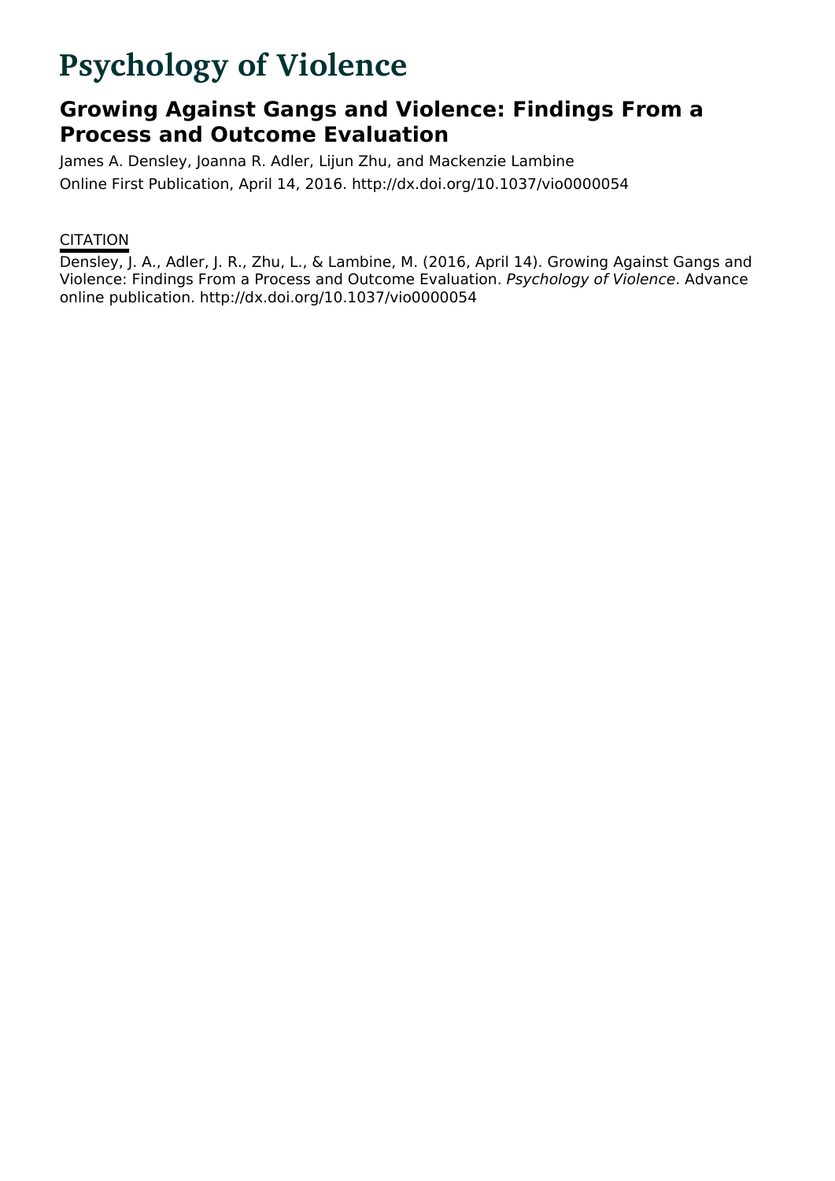# Psychology of Violence

## Growing Against Gangs and Violence: Findings From a Process and Outcome Evaluation

James A. Densley, Joanna R. Adler, Lijun Zhu, and Mackenzie Lambine

Online First Publication, April 14, 2016. http://dx.doi.org/10.1037/vio0000054

CITATION

Densley, J. A., Adler, J. R., Zhu, L., & Lambine, M. (2016, April 14). Growing Against Gangs and Violence: Findings From a Process and Outcome Evaluation. *Psychology of Violence*. Advance online publication. http://dx.doi.org/10.1037/vio0000054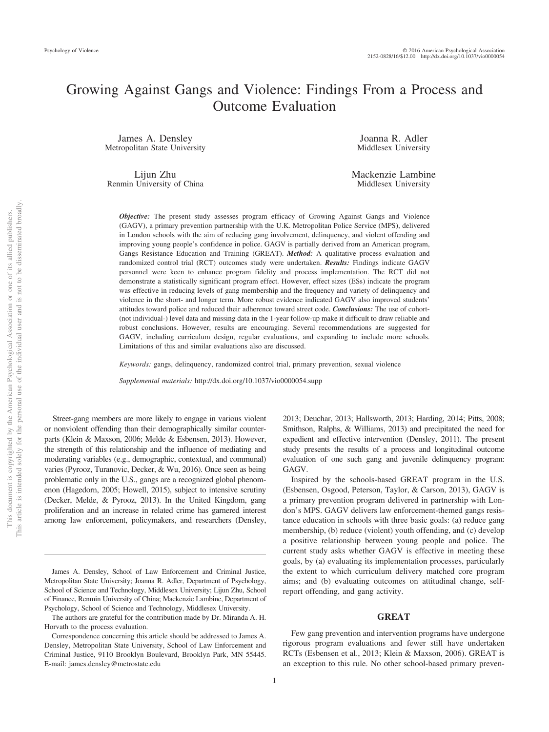# Growing Against Gangs and Violence: Findings From a Process and Outcome Evaluation

James A. Densley
Metropolitan State University

Joanna R. Adler
Middlesex University

Lijun Zhu
Renmin University of China

Mackenzie Lambine
Middlesex University

***Objective:*** The present study assesses program efficacy of Growing Against Gangs and Violence (GAGV), a primary prevention partnership with the U.K. Metropolitan Police Service (MPS), delivered in London schools with the aim of reducing gang involvement, delinquency, and violent offending and improving young people's confidence in police. GAGV is partially derived from an American program, Gangs Resistance Education and Training (GREAT). ***Method:*** A qualitative process evaluation and randomized control trial (RCT) outcomes study were undertaken. ***Results:*** Findings indicate GAGV personnel were keen to enhance program fidelity and process implementation. The RCT did not demonstrate a statistically significant program effect. However, effect sizes (ESs) indicate the program was effective in reducing levels of gang membership and the frequency and variety of delinquency and violence in the short- and longer term. More robust evidence indicated GAGV also improved students' attitudes toward police and reduced their adherence toward street code. ***Conclusions:*** The use of cohort- (not individual-) level data and missing data in the 1-year follow-up make it difficult to draw reliable and robust conclusions. However, results are encouraging. Several recommendations are suggested for GAGV, including curriculum design, regular evaluations, and expanding to include more schools. Limitations of this and similar evaluations also are discussed.

*Keywords:* gangs, delinquency, randomized control trial, primary prevention, sexual violence

*Supplemental materials:* http://dx.doi.org/10.1037/vio0000054.supp

Street-gang members are more likely to engage in various violent or nonviolent offending than their demographically similar counterparts (Klein & Maxson, 2006; Melde & Esbensen, 2013). However, the strength of this relationship and the influence of mediating and moderating variables (e.g., demographic, contextual, and communal) varies (Pyrooz, Turanovic, Decker, & Wu, 2016). Once seen as being problematic only in the U.S., gangs are a recognized global phenomenon (Hagedorn, 2005; Howell, 2015), subject to intensive scrutiny (Decker, Melde, & Pyrooz, 2013). In the United Kingdom, gang proliferation and an increase in related crime has garnered interest among law enforcement, policymakers, and researchers (Densley, 2013; Deuchar, 2013; Hallsworth, 2013; Harding, 2014; Pitts, 2008; Smithson, Ralphs, & Williams, 2013) and precipitated the need for expedient and effective intervention (Densley, 2011). The present study presents the results of a process and longitudinal outcome evaluation of one such gang and juvenile delinquency program: GAGV.

Inspired by the schools-based GREAT program in the U.S. (Esbensen, Osgood, Peterson, Taylor, & Carson, 2013), GAGV is a primary prevention program delivered in partnership with London's MPS. GAGV delivers law enforcement-themed gangs resistance education in schools with three basic goals: (a) reduce gang membership, (b) reduce (violent) youth offending, and (c) develop a positive relationship between young people and police. The current study asks whether GAGV is effective in meeting these goals, by (a) evaluating its implementation processes, particularly the extent to which curriculum delivery matched core program aims; and (b) evaluating outcomes on attitudinal change, self-report offending, and gang activity.

James A. Densley, School of Law Enforcement and Criminal Justice, Metropolitan State University; Joanna R. Adler, Department of Psychology, School of Science and Technology, Middlesex University; Lijun Zhu, School of Finance, Renmin University of China; Mackenzie Lambine, Department of Psychology, School of Science and Technology, Middlesex University.

The authors are grateful for the contribution made by Dr. Miranda A. H. Horvath to the process evaluation.

Correspondence concerning this article should be addressed to James A. Densley, Metropolitan State University, School of Law Enforcement and Criminal Justice, 9110 Brooklyn Boulevard, Brooklyn Park, MN 55445. E-mail: james.densley@metrostate.edu

## GREAT

Few gang prevention and intervention programs have undergone rigorous program evaluations and fewer still have undertaken RCTs (Esbensen et al., 2013; Klein & Maxson, 2006). GREAT is an exception to this rule. No other school-based primary preven-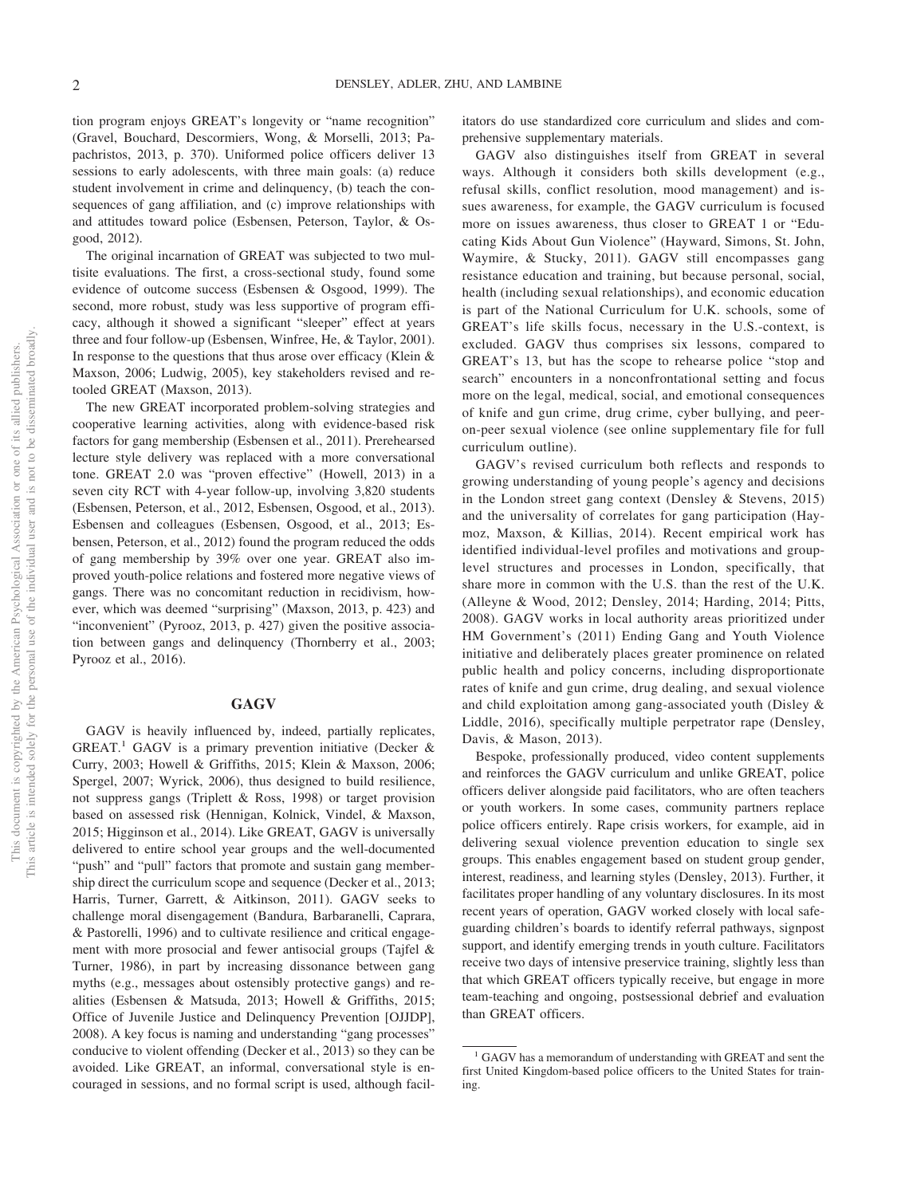tion program enjoys GREAT's longevity or "name recognition" (Gravel, Bouchard, Descormiers, Wong, & Morselli, 2013; Papachristos, 2013, p. 370). Uniformed police officers deliver 13 sessions to early adolescents, with three main goals: (a) reduce student involvement in crime and delinquency, (b) teach the consequences of gang affiliation, and (c) improve relationships with and attitudes toward police (Esbensen, Peterson, Taylor, & Osgood, 2012).

The original incarnation of GREAT was subjected to two multisite evaluations. The first, a cross-sectional study, found some evidence of outcome success (Esbensen & Osgood, 1999). The second, more robust, study was less supportive of program efficacy, although it showed a significant "sleeper" effect at years three and four follow-up (Esbensen, Winfree, He, & Taylor, 2001). In response to the questions that thus arose over efficacy (Klein & Maxson, 2006; Ludwig, 2005), key stakeholders revised and retooled GREAT (Maxson, 2013).

The new GREAT incorporated problem-solving strategies and cooperative learning activities, along with evidence-based risk factors for gang membership (Esbensen et al., 2011). Prerehearsed lecture style delivery was replaced with a more conversational tone. GREAT 2.0 was "proven effective" (Howell, 2013) in a seven city RCT with 4-year follow-up, involving 3,820 students (Esbensen, Peterson, et al., 2012, Esbensen, Osgood, et al., 2013). Esbensen and colleagues (Esbensen, Osgood, et al., 2013; Esbensen, Peterson, et al., 2012) found the program reduced the odds of gang membership by 39% over one year. GREAT also improved youth-police relations and fostered more negative views of gangs. There was no concomitant reduction in recidivism, however, which was deemed "surprising" (Maxson, 2013, p. 423) and "inconvenient" (Pyrooz, 2013, p. 427) given the positive association between gangs and delinquency (Thornberry et al., 2003; Pyrooz et al., 2016).

## GAGV

GAGV is heavily influenced by, indeed, partially replicates, GREAT.[1] GAGV is a primary prevention initiative (Decker & Curry, 2003; Howell & Griffiths, 2015; Klein & Maxson, 2006; Spergel, 2007; Wyrick, 2006), thus designed to build resilience, not suppress gangs (Triplett & Ross, 1998) or target provision based on assessed risk (Hennigan, Kolnick, Vindel, & Maxson, 2015; Higginson et al., 2014). Like GREAT, GAGV is universally delivered to entire school year groups and the well-documented "push" and "pull" factors that promote and sustain gang membership direct the curriculum scope and sequence (Decker et al., 2013; Harris, Turner, Garrett, & Aitkinson, 2011). GAGV seeks to challenge moral disengagement (Bandura, Barbaranelli, Caprara, & Pastorelli, 1996) and to cultivate resilience and critical engagement with more prosocial and fewer antisocial groups (Tajfel & Turner, 1986), in part by increasing dissonance between gang myths (e.g., messages about ostensibly protective gangs) and realities (Esbensen & Matsuda, 2013; Howell & Griffiths, 2015; Office of Juvenile Justice and Delinquency Prevention [OJJDP], 2008). A key focus is naming and understanding "gang processes" conducive to violent offending (Decker et al., 2013) so they can be avoided. Like GREAT, an informal, conversational style is encouraged in sessions, and no formal script is used, although facilitators do use standardized core curriculum and slides and comprehensive supplementary materials.

GAGV also distinguishes itself from GREAT in several ways. Although it considers both skills development (e.g., refusal skills, conflict resolution, mood management) and issues awareness, for example, the GAGV curriculum is focused more on issues awareness, thus closer to GREAT 1 or "Educating Kids About Gun Violence" (Hayward, Simons, St. John, Waymire, & Stucky, 2011). GAGV still encompasses gang resistance education and training, but because personal, social, health (including sexual relationships), and economic education is part of the National Curriculum for U.K. schools, some of GREAT's life skills focus, necessary in the U.S.-context, is excluded. GAGV thus comprises six lessons, compared to GREAT's 13, but has the scope to rehearse police "stop and search" encounters in a nonconfrontational setting and focus more on the legal, medical, social, and emotional consequences of knife and gun crime, drug crime, cyber bullying, and peer-on-peer sexual violence (see online supplementary file for full curriculum outline).

GAGV's revised curriculum both reflects and responds to growing understanding of young people's agency and decisions in the London street gang context (Densley & Stevens, 2015) and the universality of correlates for gang participation (Haymoz, Maxson, & Killias, 2014). Recent empirical work has identified individual-level profiles and motivations and group-level structures and processes in London, specifically, that share more in common with the U.S. than the rest of the U.K. (Alleyne & Wood, 2012; Densley, 2014; Harding, 2014; Pitts, 2008). GAGV works in local authority areas prioritized under HM Government's (2011) Ending Gang and Youth Violence initiative and deliberately places greater prominence on related public health and policy concerns, including disproportionate rates of knife and gun crime, drug dealing, and sexual violence and child exploitation among gang-associated youth (Disley & Liddle, 2016), specifically multiple perpetrator rape (Densley, Davis, & Mason, 2013).

Bespoke, professionally produced, video content supplements and reinforces the GAGV curriculum and unlike GREAT, police officers deliver alongside paid facilitators, who are often teachers or youth workers. In some cases, community partners replace police officers entirely. Rape crisis workers, for example, aid in delivering sexual violence prevention education to single sex groups. This enables engagement based on student group gender, interest, readiness, and learning styles (Densley, 2013). Further, it facilitates proper handling of any voluntary disclosures. In its most recent years of operation, GAGV worked closely with local safeguarding children's boards to identify referral pathways, signpost support, and identify emerging trends in youth culture. Facilitators receive two days of intensive preservice training, slightly less than that which GREAT officers typically receive, but engage in more team-teaching and ongoing, postsessional debrief and evaluation than GREAT officers.

[1] GAGV has a memorandum of understanding with GREAT and sent the first United Kingdom-based police officers to the United States for training.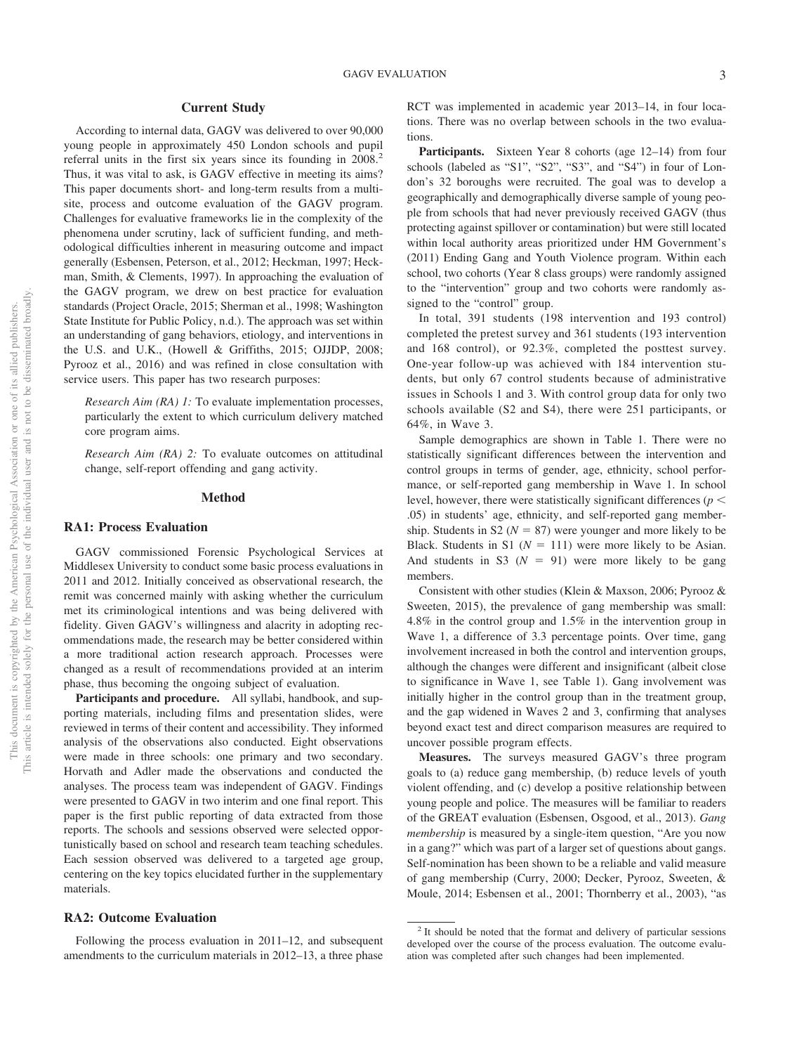## Current Study

According to internal data, GAGV was delivered to over 90,000 young people in approximately 450 London schools and pupil referral units in the first six years since its founding in 2008.[2] Thus, it was vital to ask, is GAGV effective in meeting its aims? This paper documents short- and long-term results from a multisite, process and outcome evaluation of the GAGV program. Challenges for evaluative frameworks lie in the complexity of the phenomena under scrutiny, lack of sufficient funding, and methodological difficulties inherent in measuring outcome and impact generally (Esbensen, Peterson, et al., 2012; Heckman, 1997; Heckman, Smith, & Clements, 1997). In approaching the evaluation of the GAGV program, we drew on best practice for evaluation standards (Project Oracle, 2015; Sherman et al., 1998; Washington State Institute for Public Policy, n.d.). The approach was set within an understanding of gang behaviors, etiology, and interventions in the U.S. and U.K., (Howell & Griffiths, 2015; OJJDP, 2008; Pyrooz et al., 2016) and was refined in close consultation with service users. This paper has two research purposes:

*Research Aim (RA) 1:* To evaluate implementation processes, particularly the extent to which curriculum delivery matched core program aims.

*Research Aim (RA) 2:* To evaluate outcomes on attitudinal change, self-report offending and gang activity.

## Method

### RA1: Process Evaluation

GAGV commissioned Forensic Psychological Services at Middlesex University to conduct some basic process evaluations in 2011 and 2012. Initially conceived as observational research, the remit was concerned mainly with asking whether the curriculum met its criminological intentions and was being delivered with fidelity. Given GAGV's willingness and alacrity in adopting recommendations made, the research may be better considered within a more traditional action research approach. Processes were changed as a result of recommendations provided at an interim phase, thus becoming the ongoing subject of evaluation.

**Participants and procedure.** All syllabi, handbook, and supporting materials, including films and presentation slides, were reviewed in terms of their content and accessibility. They informed analysis of the observations also conducted. Eight observations were made in three schools: one primary and two secondary. Horvath and Adler made the observations and conducted the analyses. The process team was independent of GAGV. Findings were presented to GAGV in two interim and one final report. This paper is the first public reporting of data extracted from those reports. The schools and sessions observed were selected opportunistically based on school and research team teaching schedules. Each session observed was delivered to a targeted age group, centering on the key topics elucidated further in the supplementary materials.

### RA2: Outcome Evaluation

Following the process evaluation in 2011–12, and subsequent amendments to the curriculum materials in 2012–13, a three phase RCT was implemented in academic year 2013–14, in four locations. There was no overlap between schools in the two evaluations.

**Participants.** Sixteen Year 8 cohorts (age 12–14) from four schools (labeled as "S1", "S2", "S3", and "S4") in four of London's 32 boroughs were recruited. The goal was to develop a geographically and demographically diverse sample of young people from schools that had never previously received GAGV (thus protecting against spillover or contamination) but were still located within local authority areas prioritized under HM Government's (2011) Ending Gang and Youth Violence program. Within each school, two cohorts (Year 8 class groups) were randomly assigned to the "intervention" group and two cohorts were randomly assigned to the "control" group.

In total, 391 students (198 intervention and 193 control) completed the pretest survey and 361 students (193 intervention and 168 control), or 92.3%, completed the posttest survey. One-year follow-up was achieved with 184 intervention students, but only 67 control students because of administrative issues in Schools 1 and 3. With control group data for only two schools available (S2 and S4), there were 251 participants, or 64%, in Wave 3.

Sample demographics are shown in Table 1. There were no statistically significant differences between the intervention and control groups in terms of gender, age, ethnicity, school performance, or self-reported gang membership in Wave 1. In school level, however, there were statistically significant differences ($p < .05$) in students' age, ethnicity, and self-reported gang membership. Students in S2 ($N = 87$) were younger and more likely to be Black. Students in S1 ($N = 111$) were more likely to be Asian. And students in S3 ($N = 91$) were more likely to be gang members.

Consistent with other studies (Klein & Maxson, 2006; Pyrooz & Sweeten, 2015), the prevalence of gang membership was small: 4.8% in the control group and 1.5% in the intervention group in Wave 1, a difference of 3.3 percentage points. Over time, gang involvement increased in both the control and intervention groups, although the changes were different and insignificant (albeit close to significance in Wave 1, see Table 1). Gang involvement was initially higher in the control group than in the treatment group, and the gap widened in Waves 2 and 3, confirming that analyses beyond exact test and direct comparison measures are required to uncover possible program effects.

**Measures.** The surveys measured GAGV's three program goals to (a) reduce gang membership, (b) reduce levels of youth violent offending, and (c) develop a positive relationship between young people and police. The measures will be familiar to readers of the GREAT evaluation (Esbensen, Osgood, et al., 2013). *Gang membership* is measured by a single-item question, "Are you now in a gang?" which was part of a larger set of questions about gangs. Self-nomination has been shown to be a reliable and valid measure of gang membership (Curry, 2000; Decker, Pyrooz, Sweeten, & Moule, 2014; Esbensen et al., 2001; Thornberry et al., 2003), "as

[2] It should be noted that the format and delivery of particular sessions developed over the course of the process evaluation. The outcome evaluation was completed after such changes had been implemented.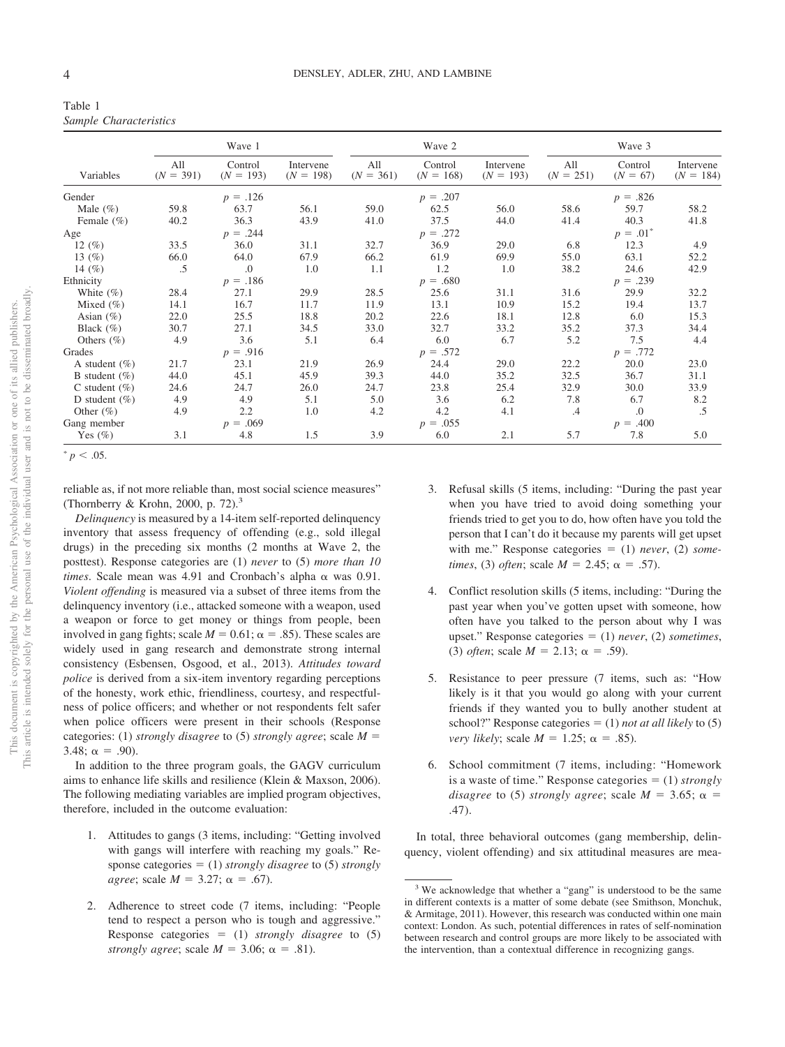Table 1
*Sample Characteristics*

| Variables | Wave 1 | | | Wave 2 | | | Wave 3 | | |
|---|---|---|---|---|---|---|---|---|---|
| | All ($N$ = 391) | Control ($N$ = 193) | Intervene ($N$ = 198) | All ($N$ = 361) | Control ($N$ = 168) | Intervene ($N$ = 193) | All ($N$ = 251) | Control ($N$ = 67) | Intervene ($N$ = 184) |
| Gender | | $p$ = .126 | | | $p$ = .207 | | | $p$ = .826 | |
| Male (%) | 59.8 | 63.7 | 56.1 | 59.0 | 62.5 | 56.0 | 58.6 | 59.7 | 58.2 |
| Female (%) | 40.2 | 36.3 | 43.9 | 41.0 | 37.5 | 44.0 | 41.4 | 40.3 | 41.8 |
| Age | | $p$ = .244 | | | $p$ = .272 | | | $p$ = .01* | |
| 12 (%) | 33.5 | 36.0 | 31.1 | 32.7 | 36.9 | 29.0 | 6.8 | 12.3 | 4.9 |
| 13 (%) | 66.0 | 64.0 | 67.9 | 66.2 | 61.9 | 69.9 | 55.0 | 63.1 | 52.2 |
| 14 (%) | .5 | .0 | 1.0 | 1.1 | 1.2 | 1.0 | 38.2 | 24.6 | 42.9 |
| Ethnicity | | $p$ = .186 | | | $p$ = .680 | | | $p$ = .239 | |
| White (%) | 28.4 | 27.1 | 29.9 | 28.5 | 25.6 | 31.1 | 31.6 | 29.9 | 32.2 |
| Mixed (%) | 14.1 | 16.7 | 11.7 | 11.9 | 13.1 | 10.9 | 15.2 | 19.4 | 13.7 |
| Asian (%) | 22.0 | 25.5 | 18.8 | 20.2 | 22.6 | 18.1 | 12.8 | 6.0 | 15.3 |
| Black (%) | 30.7 | 27.1 | 34.5 | 33.0 | 32.7 | 33.2 | 35.2 | 37.3 | 34.4 |
| Others (%) | 4.9 | 3.6 | 5.1 | 6.4 | 6.0 | 6.7 | 5.2 | 7.5 | 4.4 |
| Grades | | $p$ = .916 | | | $p$ = .572 | | | $p$ = .772 | |
| A student (%) | 21.7 | 23.1 | 21.9 | 26.9 | 24.4 | 29.0 | 22.2 | 20.0 | 23.0 |
| B student (%) | 44.0 | 45.1 | 45.9 | 39.3 | 44.0 | 35.2 | 32.5 | 36.7 | 31.1 |
| C student (%) | 24.6 | 24.7 | 26.0 | 24.7 | 23.8 | 25.4 | 32.9 | 30.0 | 33.9 |
| D student (%) | 4.9 | 4.9 | 5.1 | 5.0 | 3.6 | 6.2 | 7.8 | 6.7 | 8.2 |
| Other (%) | 4.9 | 2.2 | 1.0 | 4.2 | 4.2 | 4.1 | .4 | .0 | .5 |
| Gang member | | $p$ = .069 | | | $p$ = .055 | | | $p$ = .400 | |
| Yes (%) | 3.1 | 4.8 | 1.5 | 3.9 | 6.0 | 2.1 | 5.7 | 7.8 | 5.0 |

* $p < .05$.

reliable as, if not more reliable than, most social science measures" (Thornberry & Krohn, 2000, p. 72).[3]

*Delinquency* is measured by a 14-item self-reported delinquency inventory that assess frequency of offending (e.g., sold illegal drugs) in the preceding six months (2 months at Wave 2, the posttest). Response categories are (1) *never* to (5) *more than 10 times*. Scale mean was 4.91 and Cronbach's alpha $\alpha$ was 0.91. *Violent offending* is measured via a subset of three items from the delinquency inventory (i.e., attacked someone with a weapon, used a weapon or force to get money or things from people, been involved in gang fights; scale $M = 0.61$; $\alpha = .85$). These scales are widely used in gang research and demonstrate strong internal consistency (Esbensen, Osgood, et al., 2013). *Attitudes toward police* is derived from a six-item inventory regarding perceptions of the honesty, work ethic, friendliness, courtesy, and respectfulness of police officers; and whether or not respondents felt safer when police officers were present in their schools (Response categories: (1) *strongly disagree* to (5) *strongly agree*; scale $M = 3.48$; $\alpha = .90$).

In addition to the three program goals, the GAGV curriculum aims to enhance life skills and resilience (Klein & Maxson, 2006). The following mediating variables are implied program objectives, therefore, included in the outcome evaluation:

1. Attitudes to gangs (3 items, including: "Getting involved with gangs will interfere with reaching my goals." Response categories = (1) *strongly disagree* to (5) *strongly agree*; scale $M = 3.27$; $\alpha = .67$).

2. Adherence to street code (7 items, including: "People tend to respect a person who is tough and aggressive." Response categories = (1) *strongly disagree* to (5) *strongly agree*; scale $M = 3.06$; $\alpha = .81$).

3. Refusal skills (5 items, including: "During the past year when you have tried to avoid doing something your friends tried to get you to do, how often have you told the person that I can't do it because my parents will get upset with me." Response categories = (1) *never*, (2) *sometimes*, (3) *often*; scale $M = 2.45$; $\alpha = .57$).

4. Conflict resolution skills (5 items, including: "During the past year when you've gotten upset with someone, how often have you talked to the person about why I was upset." Response categories = (1) *never*, (2) *sometimes*, (3) *often*; scale $M = 2.13$; $\alpha = .59$).

5. Resistance to peer pressure (7 items, such as: "How likely is it that you would go along with your current friends if they wanted you to bully another student at school?" Response categories = (1) *not at all likely* to (5) *very likely*; scale $M = 1.25$; $\alpha = .85$).

6. School commitment (7 items, including: "Homework is a waste of time." Response categories = (1) *strongly disagree* to (5) *strongly agree*; scale $M = 3.65$; $\alpha = .47$).

In total, three behavioral outcomes (gang membership, delinquency, violent offending) and six attitudinal measures are mea-

[3] We acknowledge that whether a "gang" is understood to be the same in different contexts is a matter of some debate (see Smithson, Monchuk, & Armitage, 2011). However, this research was conducted within one main context: London. As such, potential differences in rates of self-nomination between research and control groups are more likely to be associated with the intervention, than a contextual difference in recognizing gangs.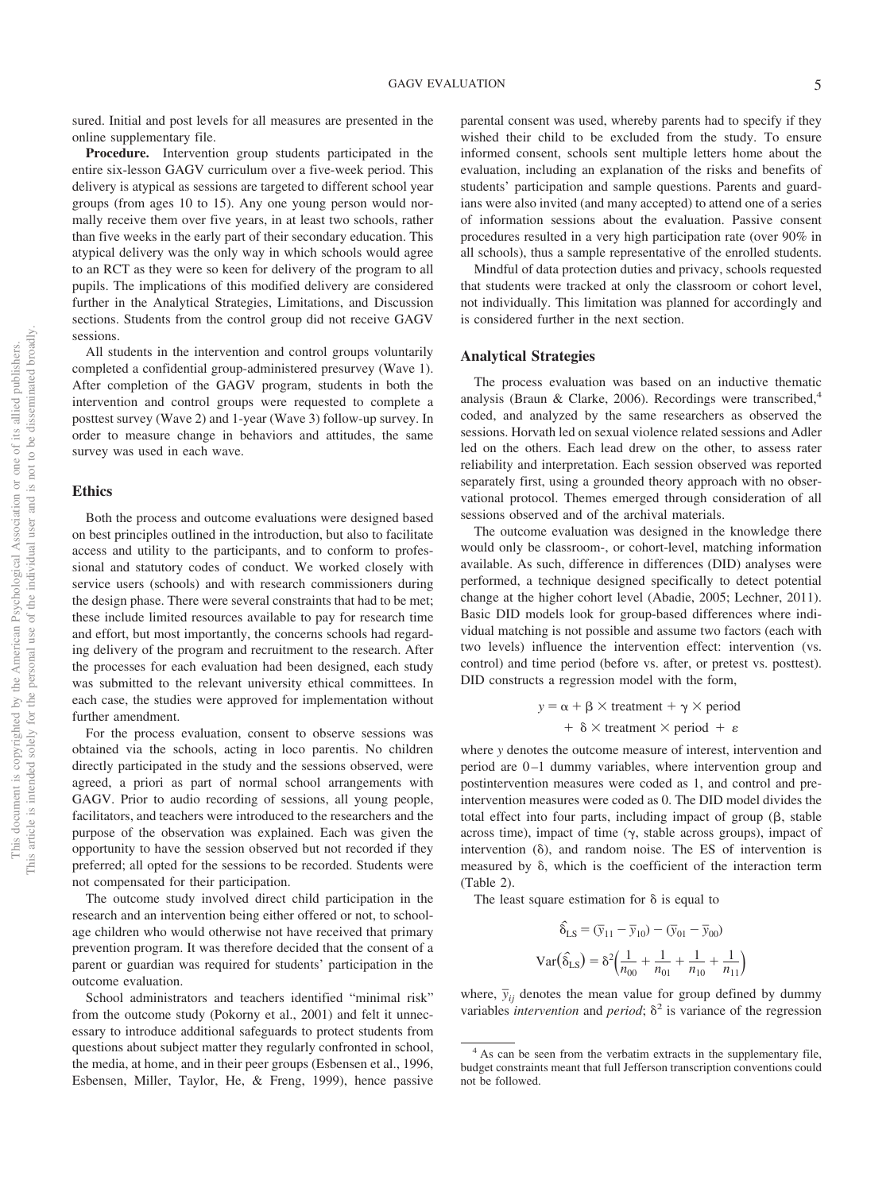sured. Initial and post levels for all measures are presented in the online supplementary file.

**Procedure.** Intervention group students participated in the entire six-lesson GAGV curriculum over a five-week period. This delivery is atypical as sessions are targeted to different school year groups (from ages 10 to 15). Any one young person would normally receive them over five years, in at least two schools, rather than five weeks in the early part of their secondary education. This atypical delivery was the only way in which schools would agree to an RCT as they were so keen for delivery of the program to all pupils. The implications of this modified delivery are considered further in the Analytical Strategies, Limitations, and Discussion sections. Students from the control group did not receive GAGV sessions.

All students in the intervention and control groups voluntarily completed a confidential group-administered presurvey (Wave 1). After completion of the GAGV program, students in both the intervention and control groups were requested to complete a posttest survey (Wave 2) and 1-year (Wave 3) follow-up survey. In order to measure change in behaviors and attitudes, the same survey was used in each wave.

## Ethics

Both the process and outcome evaluations were designed based on best principles outlined in the introduction, but also to facilitate access and utility to the participants, and to conform to professional and statutory codes of conduct. We worked closely with service users (schools) and with research commissioners during the design phase. There were several constraints that had to be met; these include limited resources available to pay for research time and effort, but most importantly, the concerns schools had regarding delivery of the program and recruitment to the research. After the processes for each evaluation had been designed, each study was submitted to the relevant university ethical committees. In each case, the studies were approved for implementation without further amendment.

For the process evaluation, consent to observe sessions was obtained via the schools, acting in loco parentis. No children directly participated in the study and the sessions observed, were agreed, a priori as part of normal school arrangements with GAGV. Prior to audio recording of sessions, all young people, facilitators, and teachers were introduced to the researchers and the purpose of the observation was explained. Each was given the opportunity to have the session observed but not recorded if they preferred; all opted for the sessions to be recorded. Students were not compensated for their participation.

The outcome study involved direct child participation in the research and an intervention being either offered or not, to school-age children who would otherwise not have received that primary prevention program. It was therefore decided that the consent of a parent or guardian was required for students' participation in the outcome evaluation.

School administrators and teachers identified "minimal risk" from the outcome study (Pokorny et al., 2001) and felt it unnecessary to introduce additional safeguards to protect students from questions about subject matter they regularly confronted in school, the media, at home, and in their peer groups (Esbensen et al., 1996, Esbensen, Miller, Taylor, He, & Freng, 1999), hence passive parental consent was used, whereby parents had to specify if they wished their child to be excluded from the study. To ensure informed consent, schools sent multiple letters home about the evaluation, including an explanation of the risks and benefits of students' participation and sample questions. Parents and guardians were also invited (and many accepted) to attend one of a series of information sessions about the evaluation. Passive consent procedures resulted in a very high participation rate (over 90% in all schools), thus a sample representative of the enrolled students.

Mindful of data protection duties and privacy, schools requested that students were tracked at only the classroom or cohort level, not individually. This limitation was planned for accordingly and is considered further in the next section.

## Analytical Strategies

The process evaluation was based on an inductive thematic analysis (Braun & Clarke, 2006). Recordings were transcribed,[4] coded, and analyzed by the same researchers as observed the sessions. Horvath led on sexual violence related sessions and Adler led on the others. Each lead drew on the other, to assess rater reliability and interpretation. Each session observed was reported separately first, using a grounded theory approach with no observational protocol. Themes emerged through consideration of all sessions observed and of the archival materials.

The outcome evaluation was designed in the knowledge there would only be classroom-, or cohort-level, matching information available. As such, difference in differences (DID) analyses were performed, a technique designed specifically to detect potential change at the higher cohort level (Abadie, 2005; Lechner, 2011). Basic DID models look for group-based differences where individual matching is not possible and assume two factors (each with two levels) influence the intervention effect: intervention (vs. control) and time period (before vs. after, or pretest vs. posttest). DID constructs a regression model with the form,

$$y = \alpha + \beta \times \text{treatment} + \gamma \times \text{period} + \delta \times \text{treatment} \times \text{period} + \varepsilon$$

where $y$ denotes the outcome measure of interest, intervention and period are 0–1 dummy variables, where intervention group and postintervention measures were coded as 1, and control and preintervention measures were coded as 0. The DID model divides the total effect into four parts, including impact of group ($\beta$, stable across time), impact of time ($\gamma$, stable across groups), impact of intervention ($\delta$), and random noise. The ES of intervention is measured by $\delta$, which is the coefficient of the interaction term (Table 2).

The least square estimation for $\delta$ is equal to

$$\hat{\delta}_{LS} = (\bar{y}_{11} - \bar{y}_{10}) - (\bar{y}_{01} - \bar{y}_{00})$$

$$\text{Var}(\hat{\delta}_{LS}) = \delta^2\left(\frac{1}{n_{00}} + \frac{1}{n_{01}} + \frac{1}{n_{10}} + \frac{1}{n_{11}}\right)$$

where, $\bar{y}_{ij}$ denotes the mean value for group defined by dummy variables *intervention* and *period*; $\delta^2$ is variance of the regression

[4] As can be seen from the verbatim extracts in the supplementary file, budget constraints meant that full Jefferson transcription conventions could not be followed.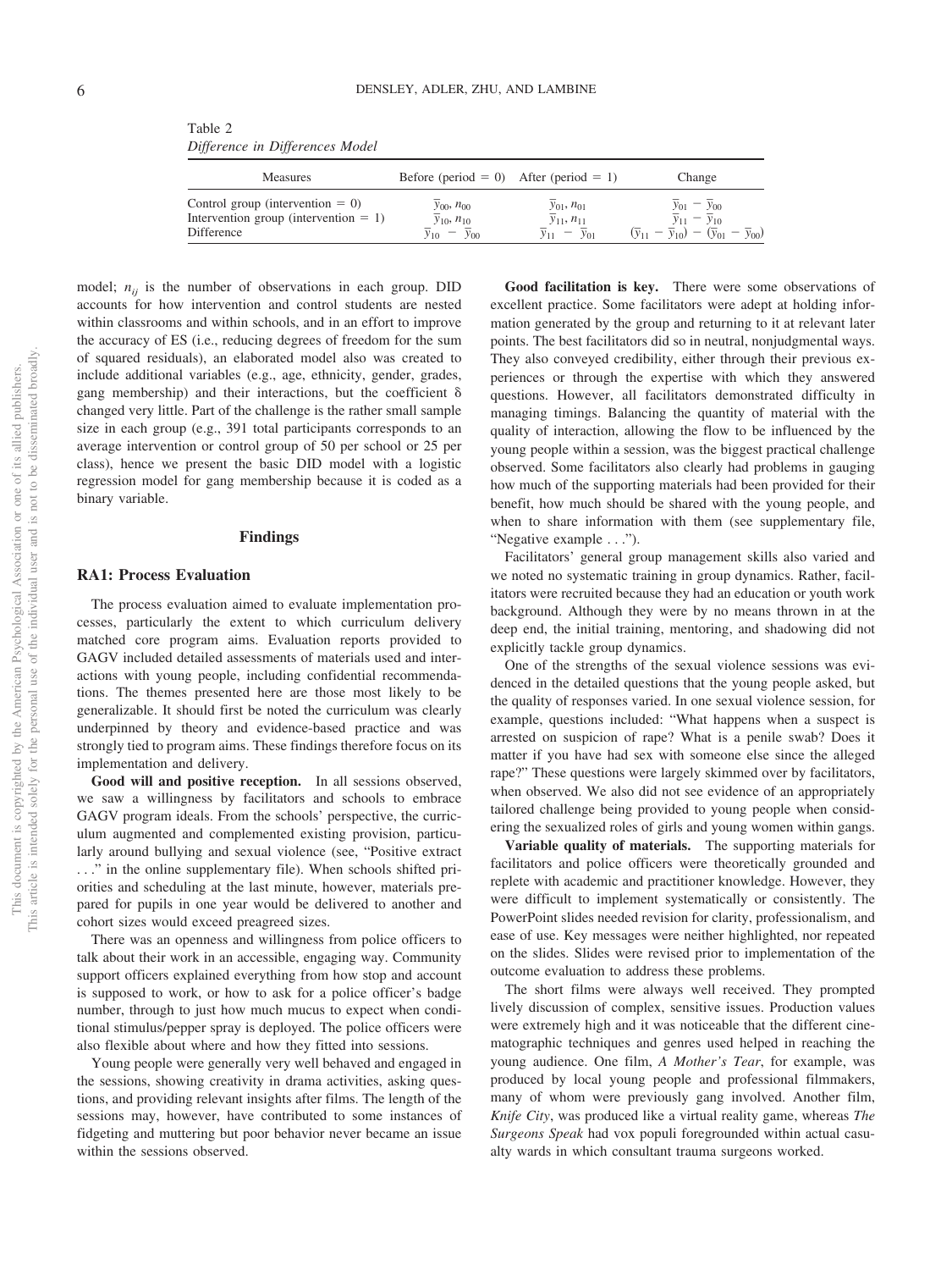Table 2
*Difference in Differences Model*

| Measures | Before (period = 0) | After (period = 1) | Change |
|---|---|---|---|
| Control group (intervention = 0) | $\bar{y}_{00}$, $n_{00}$ | $\bar{y}_{01}$, $n_{01}$ | $\bar{y}_{01} - \bar{y}_{00}$ |
| Intervention group (intervention = 1) | $\bar{y}_{10}$, $n_{10}$ | $\bar{y}_{11}$, $n_{11}$ | $\bar{y}_{11} - \bar{y}_{10}$ |
| Difference | $\bar{y}_{10} - \bar{y}_{00}$ | $\bar{y}_{11} - \bar{y}_{01}$ | $(\bar{y}_{11} - \bar{y}_{10}) - (\bar{y}_{01} - \bar{y}_{00})$ |

model; $n_{ij}$ is the number of observations in each group. DID accounts for how intervention and control students are nested within classrooms and within schools, and in an effort to improve the accuracy of ES (i.e., reducing degrees of freedom for the sum of squared residuals), an elaborated model also was created to include additional variables (e.g., age, ethnicity, gender, grades, gang membership) and their interactions, but the coefficient $\delta$ changed very little. Part of the challenge is the rather small sample size in each group (e.g., 391 total participants corresponds to an average intervention or control group of 50 per school or 25 per class), hence we present the basic DID model with a logistic regression model for gang membership because it is coded as a binary variable.

## Findings

### RA1: Process Evaluation

The process evaluation aimed to evaluate implementation processes, particularly the extent to which curriculum delivery matched core program aims. Evaluation reports provided to GAGV included detailed assessments of materials used and interactions with young people, including confidential recommendations. The themes presented here are those most likely to be generalizable. It should first be noted the curriculum was clearly underpinned by theory and evidence-based practice and was strongly tied to program aims. These findings therefore focus on its implementation and delivery.

**Good will and positive reception.** In all sessions observed, we saw a willingness by facilitators and schools to embrace GAGV program ideals. From the schools' perspective, the curriculum augmented and complemented existing provision, particularly around bullying and sexual violence (see, "Positive extract . . ." in the online supplementary file). When schools shifted priorities and scheduling at the last minute, however, materials prepared for pupils in one year would be delivered to another and cohort sizes would exceed preagreed sizes.

There was an openness and willingness from police officers to talk about their work in an accessible, engaging way. Community support officers explained everything from how stop and account is supposed to work, or how to ask for a police officer's badge number, through to just how much mucus to expect when conditional stimulus/pepper spray is deployed. The police officers were also flexible about where and how they fitted into sessions.

Young people were generally very well behaved and engaged in the sessions, showing creativity in drama activities, asking questions, and providing relevant insights after films. The length of the sessions may, however, have contributed to some instances of fidgeting and muttering but poor behavior never became an issue within the sessions observed.

**Good facilitation is key.** There were some observations of excellent practice. Some facilitators were adept at holding information generated by the group and returning to it at relevant later points. The best facilitators did so in neutral, nonjudgmental ways. They also conveyed credibility, either through their previous experiences or through the expertise with which they answered questions. However, all facilitators demonstrated difficulty in managing timings. Balancing the quantity of material with the quality of interaction, allowing the flow to be influenced by the young people within a session, was the biggest practical challenge observed. Some facilitators also clearly had problems in gauging how much of the supporting materials had been provided for their benefit, how much should be shared with the young people, and when to share information with them (see supplementary file, "Negative example . . .").

Facilitators' general group management skills also varied and we noted no systematic training in group dynamics. Rather, facilitators were recruited because they had an education or youth work background. Although they were by no means thrown in at the deep end, the initial training, mentoring, and shadowing did not explicitly tackle group dynamics.

One of the strengths of the sexual violence sessions was evidenced in the detailed questions that the young people asked, but the quality of responses varied. In one sexual violence session, for example, questions included: "What happens when a suspect is arrested on suspicion of rape? What is a penile swab? Does it matter if you have had sex with someone else since the alleged rape?" These questions were largely skimmed over by facilitators, when observed. We also did not see evidence of an appropriately tailored challenge being provided to young people when considering the sexualized roles of girls and young women within gangs.

**Variable quality of materials.** The supporting materials for facilitators and police officers were theoretically grounded and replete with academic and practitioner knowledge. However, they were difficult to implement systematically or consistently. The PowerPoint slides needed revision for clarity, professionalism, and ease of use. Key messages were neither highlighted, nor repeated on the slides. Slides were revised prior to implementation of the outcome evaluation to address these problems.

The short films were always well received. They prompted lively discussion of complex, sensitive issues. Production values were extremely high and it was noticeable that the different cinematographic techniques and genres used helped in reaching the young audience. One film, *A Mother's Tear*, for example, was produced by local young people and professional filmmakers, many of whom were previously gang involved. Another film, *Knife City*, was produced like a virtual reality game, whereas *The Surgeons Speak* had vox populi foregrounded within actual casualty wards in which consultant trauma surgeons worked.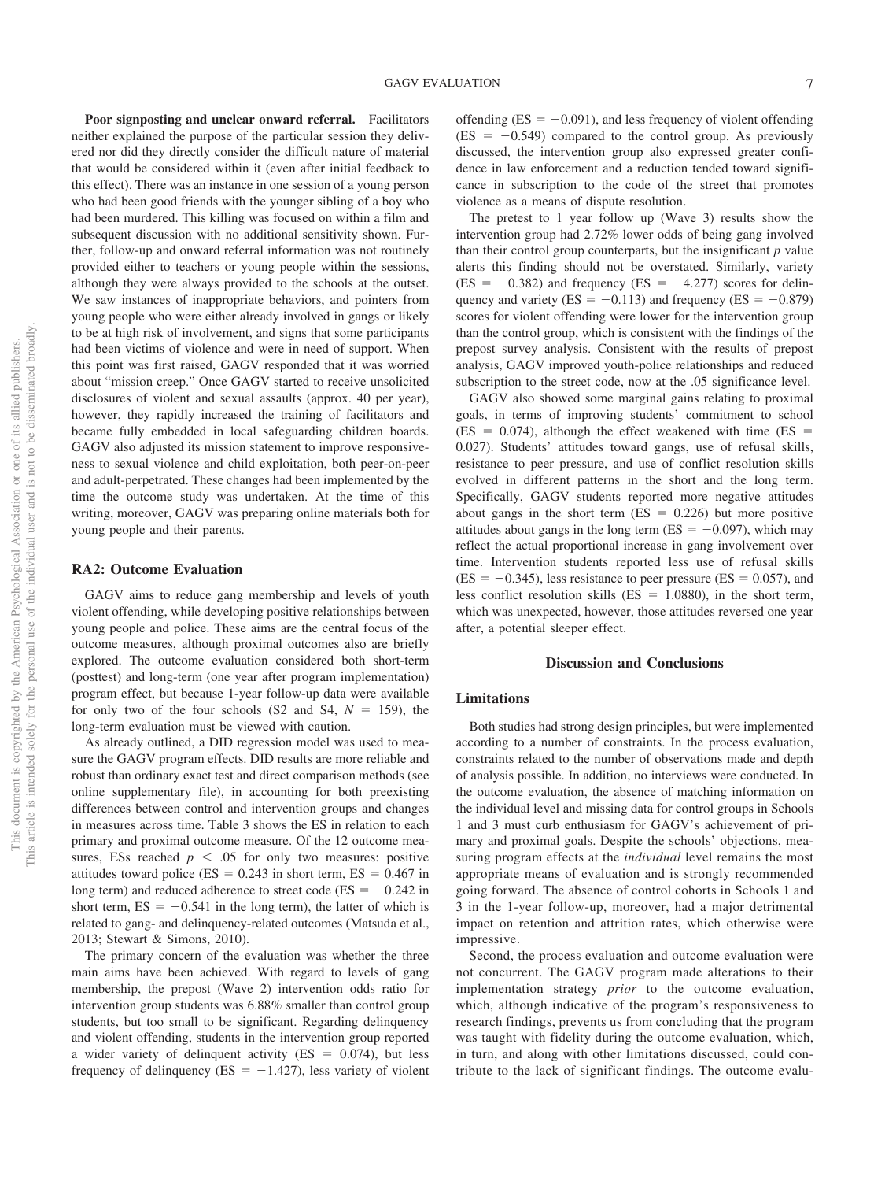**Poor signposting and unclear onward referral.** Facilitators neither explained the purpose of the particular session they delivered nor did they directly consider the difficult nature of material that would be considered within it (even after initial feedback to this effect). There was an instance in one session of a young person who had been good friends with the younger sibling of a boy who had been murdered. This killing was focused on within a film and subsequent discussion with no additional sensitivity shown. Further, follow-up and onward referral information was not routinely provided either to teachers or young people within the sessions, although they were always provided to the schools at the outset. We saw instances of inappropriate behaviors, and pointers from young people who were either already involved in gangs or likely to be at high risk of involvement, and signs that some participants had been victims of violence and were in need of support. When this point was first raised, GAGV responded that it was worried about "mission creep." Once GAGV started to receive unsolicited disclosures of violent and sexual assaults (approx. 40 per year), however, they rapidly increased the training of facilitators and became fully embedded in local safeguarding children boards. GAGV also adjusted its mission statement to improve responsiveness to sexual violence and child exploitation, both peer-on-peer and adult-perpetrated. These changes had been implemented by the time the outcome study was undertaken. At the time of this writing, moreover, GAGV was preparing online materials both for young people and their parents.

## RA2: Outcome Evaluation

GAGV aims to reduce gang membership and levels of youth violent offending, while developing positive relationships between young people and police. These aims are the central focus of the outcome measures, although proximal outcomes also are briefly explored. The outcome evaluation considered both short-term (posttest) and long-term (one year after program implementation) program effect, but because 1-year follow-up data were available for only two of the four schools (S2 and S4, $N = 159$), the long-term evaluation must be viewed with caution.

As already outlined, a DID regression model was used to measure the GAGV program effects. DID results are more reliable and robust than ordinary exact test and direct comparison methods (see online supplementary file), in accounting for both preexisting differences between control and intervention groups and changes in measures across time. Table 3 shows the ES in relation to each primary and proximal outcome measure. Of the 12 outcome measures, ESs reached $p < .05$ for only two measures: positive attitudes toward police (ES = 0.243 in short term, ES = 0.467 in long term) and reduced adherence to street code (ES = −0.242 in short term, ES = −0.541 in the long term), the latter of which is related to gang- and delinquency-related outcomes (Matsuda et al., 2013; Stewart & Simons, 2010).

The primary concern of the evaluation was whether the three main aims have been achieved. With regard to levels of gang membership, the prepost (Wave 2) intervention odds ratio for intervention group students was 6.88% smaller than control group students, but too small to be significant. Regarding delinquency and violent offending, students in the intervention group reported a wider variety of delinquent activity (ES = 0.074), but less frequency of delinquency (ES = −1.427), less variety of violent offending (ES = −0.091), and less frequency of violent offending (ES = −0.549) compared to the control group. As previously discussed, the intervention group also expressed greater confidence in law enforcement and a reduction tended toward significance in subscription to the code of the street that promotes violence as a means of dispute resolution.

The pretest to 1 year follow up (Wave 3) results show the intervention group had 2.72% lower odds of being gang involved than their control group counterparts, but the insignificant *p* value alerts this finding should not be overstated. Similarly, variety (ES = −0.382) and frequency (ES = −4.277) scores for delinquency and variety (ES = −0.113) and frequency (ES = −0.879) scores for violent offending were lower for the intervention group than the control group, which is consistent with the findings of the prepost survey analysis. Consistent with the results of prepost analysis, GAGV improved youth-police relationships and reduced subscription to the street code, now at the .05 significance level.

GAGV also showed some marginal gains relating to proximal goals, in terms of improving students' commitment to school (ES = 0.074), although the effect weakened with time (ES = 0.027). Students' attitudes toward gangs, use of refusal skills, resistance to peer pressure, and use of conflict resolution skills evolved in different patterns in the short and the long term. Specifically, GAGV students reported more negative attitudes about gangs in the short term (ES = 0.226) but more positive attitudes about gangs in the long term (ES = −0.097), which may reflect the actual proportional increase in gang involvement over time. Intervention students reported less use of refusal skills (ES = −0.345), less resistance to peer pressure (ES = 0.057), and less conflict resolution skills (ES = 1.0880), in the short term, which was unexpected, however, those attitudes reversed one year after, a potential sleeper effect.

# Discussion and Conclusions

## Limitations

Both studies had strong design principles, but were implemented according to a number of constraints. In the process evaluation, constraints related to the number of observations made and depth of analysis possible. In addition, no interviews were conducted. In the outcome evaluation, the absence of matching information on the individual level and missing data for control groups in Schools 1 and 3 must curb enthusiasm for GAGV's achievement of primary and proximal goals. Despite the schools' objections, measuring program effects at the *individual* level remains the most appropriate means of evaluation and is strongly recommended going forward. The absence of control cohorts in Schools 1 and 3 in the 1-year follow-up, moreover, had a major detrimental impact on retention and attrition rates, which otherwise were impressive.

Second, the process evaluation and outcome evaluation were not concurrent. The GAGV program made alterations to their implementation strategy *prior* to the outcome evaluation, which, although indicative of the program's responsiveness to research findings, prevents us from concluding that the program was taught with fidelity during the outcome evaluation, which, in turn, and along with other limitations discussed, could contribute to the lack of significant findings. The outcome evalu-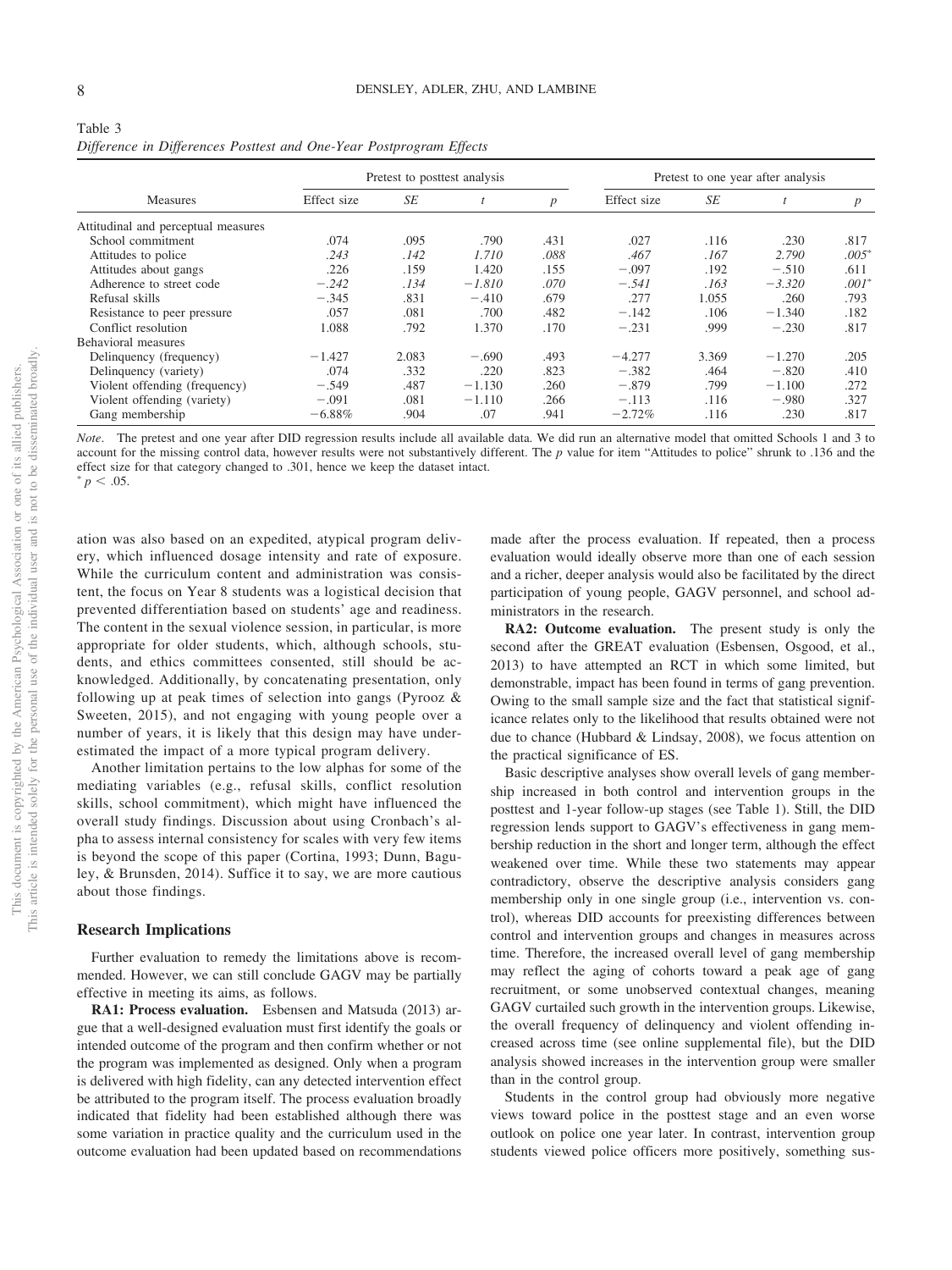Table 3

*Difference in Differences Posttest and One-Year Postprogram Effects*

| Measures | Pretest to posttest analysis | | | | Pretest to one year after analysis | | | |
|---|---|---|---|---|---|---|---|---|
| | Effect size | *SE* | *t* | *p* | Effect size | *SE* | *t* | *p* |
| Attitudinal and perceptual measures | | | | | | | | |
| School commitment | .074 | .095 | .790 | .431 | .027 | .116 | .230 | .817 |
| Attitudes to police | *.243* | *.142* | *1.710* | *.088* | *.467* | *.167* | *2.790* | *.005** |
| Attitudes about gangs | .226 | .159 | 1.420 | .155 | −.097 | .192 | −.510 | .611 |
| Adherence to street code | *−.242* | *.134* | *−1.810* | *.070* | *−.541* | *.163* | *−3.320* | *.001** |
| Refusal skills | −.345 | .831 | −.410 | .679 | .277 | 1.055 | .260 | .793 |
| Resistance to peer pressure | .057 | .081 | .700 | .482 | −.142 | .106 | −1.340 | .182 |
| Conflict resolution | 1.088 | .792 | 1.370 | .170 | −.231 | .999 | −.230 | .817 |
| Behavioral measures | | | | | | | | |
| Delinquency (frequency) | −1.427 | 2.083 | −.690 | .493 | −4.277 | 3.369 | −1.270 | .205 |
| Delinquency (variety) | .074 | .332 | .220 | .823 | −.382 | .464 | −.820 | .410 |
| Violent offending (frequency) | −.549 | .487 | −1.130 | .260 | −.879 | .799 | −1.100 | .272 |
| Violent offending (variety) | −.091 | .081 | −1.110 | .266 | −.113 | .116 | −.980 | .327 |
| Gang membership | −6.88% | .904 | .07 | .941 | −2.72% | .116 | .230 | .817 |

*Note*. The pretest and one year after DID regression results include all available data. We did run an alternative model that omitted Schools 1 and 3 to account for the missing control data, however results were not substantively different. The *p* value for item "Attitudes to police" shrunk to .136 and the effect size for that category changed to .301, hence we keep the dataset intact.
* $p < .05$.

ation was also based on an expedited, atypical program delivery, which influenced dosage intensity and rate of exposure. While the curriculum content and administration was consistent, the focus on Year 8 students was a logistical decision that prevented differentiation based on students' age and readiness. The content in the sexual violence session, in particular, is more appropriate for older students, which, although schools, students, and ethics committees consented, still should be acknowledged. Additionally, by concatenating presentation, only following up at peak times of selection into gangs (Pyrooz & Sweeten, 2015), and not engaging with young people over a number of years, it is likely that this design may have underestimated the impact of a more typical program delivery.

Another limitation pertains to the low alphas for some of the mediating variables (e.g., refusal skills, conflict resolution skills, school commitment), which might have influenced the overall study findings. Discussion about using Cronbach's alpha to assess internal consistency for scales with very few items is beyond the scope of this paper (Cortina, 1993; Dunn, Baguley, & Brunsden, 2014). Suffice it to say, we are more cautious about those findings.

## Research Implications

Further evaluation to remedy the limitations above is recommended. However, we can still conclude GAGV may be partially effective in meeting its aims, as follows.

**RA1: Process evaluation.** Esbensen and Matsuda (2013) argue that a well-designed evaluation must first identify the goals or intended outcome of the program and then confirm whether or not the program was implemented as designed. Only when a program is delivered with high fidelity, can any detected intervention effect be attributed to the program itself. The process evaluation broadly indicated that fidelity had been established although there was some variation in practice quality and the curriculum used in the outcome evaluation had been updated based on recommendations made after the process evaluation. If repeated, then a process evaluation would ideally observe more than one of each session and a richer, deeper analysis would also be facilitated by the direct participation of young people, GAGV personnel, and school administrators in the research.

**RA2: Outcome evaluation.** The present study is only the second after the GREAT evaluation (Esbensen, Osgood, et al., 2013) to have attempted an RCT in which some limited, but demonstrable, impact has been found in terms of gang prevention. Owing to the small sample size and the fact that statistical significance relates only to the likelihood that results obtained were not due to chance (Hubbard & Lindsay, 2008), we focus attention on the practical significance of ES.

Basic descriptive analyses show overall levels of gang membership increased in both control and intervention groups in the posttest and 1-year follow-up stages (see Table 1). Still, the DID regression lends support to GAGV's effectiveness in gang membership reduction in the short and longer term, although the effect weakened over time. While these two statements may appear contradictory, observe the descriptive analysis considers gang membership only in one single group (i.e., intervention vs. control), whereas DID accounts for preexisting differences between control and intervention groups and changes in measures across time. Therefore, the increased overall level of gang membership may reflect the aging of cohorts toward a peak age of gang recruitment, or some unobserved contextual changes, meaning GAGV curtailed such growth in the intervention groups. Likewise, the overall frequency of delinquency and violent offending increased across time (see online supplemental file), but the DID analysis showed increases in the intervention group were smaller than in the control group.

Students in the control group had obviously more negative views toward police in the posttest stage and an even worse outlook on police one year later. In contrast, intervention group students viewed police officers more positively, something sus-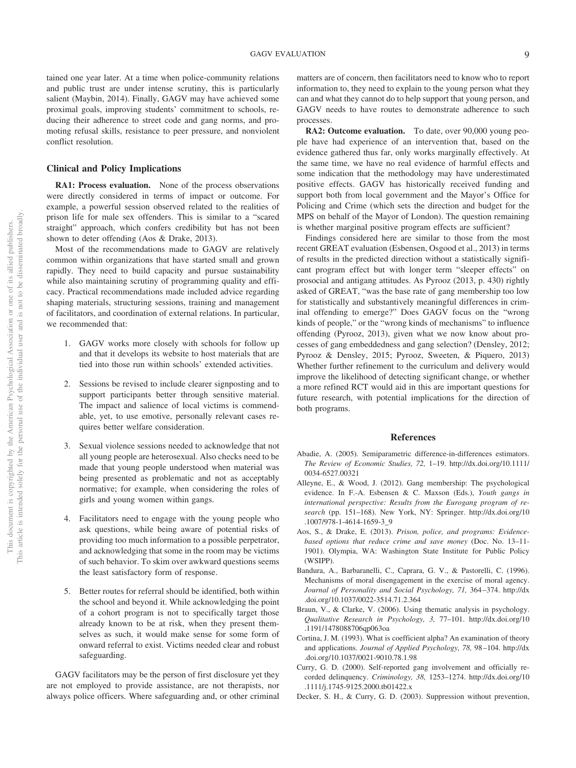tained one year later. At a time when police-community relations and public trust are under intense scrutiny, this is particularly salient (Maybin, 2014). Finally, GAGV may have achieved some proximal goals, improving students' commitment to schools, reducing their adherence to street code and gang norms, and promoting refusal skills, resistance to peer pressure, and nonviolent conflict resolution.

## Clinical and Policy Implications

**RA1: Process evaluation.** None of the process observations were directly considered in terms of impact or outcome. For example, a powerful session observed related to the realities of prison life for male sex offenders. This is similar to a "scared straight" approach, which confers credibility but has not been shown to deter offending (Aos & Drake, 2013).

Most of the recommendations made to GAGV are relatively common within organizations that have started small and grown rapidly. They need to build capacity and pursue sustainability while also maintaining scrutiny of programming quality and efficacy. Practical recommendations made included advice regarding shaping materials, structuring sessions, training and management of facilitators, and coordination of external relations. In particular, we recommended that:

1. GAGV works more closely with schools for follow up and that it develops its website to host materials that are tied into those run within schools' extended activities.

2. Sessions be revised to include clearer signposting and to support participants better through sensitive material. The impact and salience of local victims is commendable, yet, to use emotive, personally relevant cases requires better welfare consideration.

3. Sexual violence sessions needed to acknowledge that not all young people are heterosexual. Also checks need to be made that young people understood when material was being presented as problematic and not as acceptably normative; for example, when considering the roles of girls and young women within gangs.

4. Facilitators need to engage with the young people who ask questions, while being aware of potential risks of providing too much information to a possible perpetrator, and acknowledging that some in the room may be victims of such behavior. To skim over awkward questions seems the least satisfactory form of response.

5. Better routes for referral should be identified, both within the school and beyond it. While acknowledging the point of a cohort program is not to specifically target those already known to be at risk, when they present themselves as such, it would make sense for some form of onward referral to exist. Victims needed clear and robust safeguarding.

GAGV facilitators may be the person of first disclosure yet they are not employed to provide assistance, are not therapists, nor always police officers. Where safeguarding and, or other criminal matters are of concern, then facilitators need to know who to report information to, they need to explain to the young person what they can and what they cannot do to help support that young person, and GAGV needs to have routes to demonstrate adherence to such processes.

**RA2: Outcome evaluation.** To date, over 90,000 young people have had experience of an intervention that, based on the evidence gathered thus far, only works marginally effectively. At the same time, we have no real evidence of harmful effects and some indication that the methodology may have underestimated positive effects. GAGV has historically received funding and support both from local government and the Mayor's Office for Policing and Crime (which sets the direction and budget for the MPS on behalf of the Mayor of London). The question remaining is whether marginal positive program effects are sufficient?

Findings considered here are similar to those from the most recent GREAT evaluation (Esbensen, Osgood et al., 2013) in terms of results in the predicted direction without a statistically significant program effect but with longer term "sleeper effects" on prosocial and antigang attitudes. As Pyrooz (2013, p. 430) rightly asked of GREAT, "was the base rate of gang membership too low for statistically and substantively meaningful differences in criminal offending to emerge?" Does GAGV focus on the "wrong kinds of people," or the "wrong kinds of mechanisms" to influence offending (Pyrooz, 2013), given what we now know about processes of gang embeddedness and gang selection? (Densley, 2012; Pyrooz & Densley, 2015; Pyrooz, Sweeten, & Piquero, 2013) Whether further refinement to the curriculum and delivery would improve the likelihood of detecting significant change, or whether a more refined RCT would aid in this are important questions for future research, with potential implications for the direction of both programs.

## References

Abadie, A. (2005). Semiparametric difference-in-differences estimators. *The Review of Economic Studies, 72,* 1–19. http://dx.doi.org/10.1111/0034-6527.00321

Alleyne, E., & Wood, J. (2012). Gang membership: The psychological evidence. In F.-A. Esbensen & C. Maxson (Eds.), *Youth gangs in international perspective: Results from the Eurogang program of research* (pp. 151–168). New York, NY: Springer. http://dx.doi.org/10.1007/978-1-4614-1659-3_9

Aos, S., & Drake, E. (2013). *Prison, police, and programs: Evidence-based options that reduce crime and save money* (Doc. No. 13–11-1901). Olympia, WA: Washington State Institute for Public Policy (WSIPP).

Bandura, A., Barbaranelli, C., Caprara, G. V., & Pastorelli, C. (1996). Mechanisms of moral disengagement in the exercise of moral agency. *Journal of Personality and Social Psychology, 71,* 364–374. http://dx.doi.org/10.1037/0022-3514.71.2.364

Braun, V., & Clarke, V. (2006). Using thematic analysis in psychology. *Qualitative Research in Psychology, 3,* 77–101. http://dx.doi.org/10.1191/1478088706qp063oa

Cortina, J. M. (1993). What is coefficient alpha? An examination of theory and applications. *Journal of Applied Psychology, 78,* 98–104. http://dx.doi.org/10.1037/0021-9010.78.1.98

Curry, G. D. (2000). Self-reported gang involvement and officially recorded delinquency. *Criminology, 38,* 1253–1274. http://dx.doi.org/10.1111/j.1745-9125.2000.tb01422.x

Decker, S. H., & Curry, G. D. (2003). Suppression without prevention,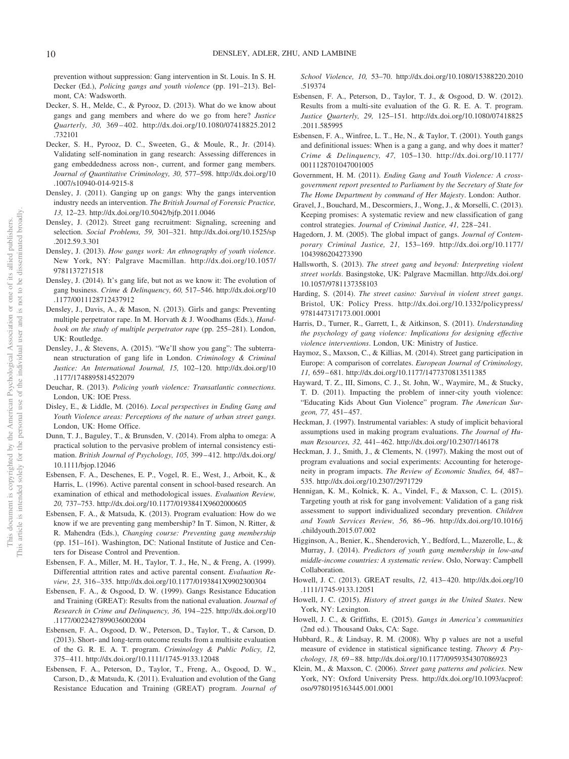prevention without suppression: Gang intervention in St. Louis. In S. H. Decker (Ed.), *Policing gangs and youth violence* (pp. 191–213). Belmont, CA: Wadsworth.

Decker, S. H., Melde, C., & Pyrooz, D. (2013). What do we know about gangs and gang members and where do we go from here? *Justice Quarterly, 30,* 369–402. http://dx.doi.org/10.1080/07418825.2012.732101

Decker, S. H., Pyrooz, D. C., Sweeten, G., & Moule, R., Jr. (2014). Validating self-nomination in gang research: Assessing differences in gang embeddedness across non-, current, and former gang members. *Journal of Quantitative Criminology, 30,* 577–598. http://dx.doi.org/10.1007/s10940-014-9215-8

Densley, J. (2011). Ganging up on gangs: Why the gangs intervention industry needs an intervention. *The British Journal of Forensic Practice, 13,* 12–23. http://dx.doi.org/10.5042/bjfp.2011.0046

Densley, J. (2012). Street gang recruitment: Signaling, screening and selection. *Social Problems, 59,* 301–321. http://dx.doi.org/10.1525/sp.2012.59.3.301

Densley, J. (2013). *How gangs work: An ethnography of youth violence*. New York, NY: Palgrave Macmillan. http://dx.doi.org/10.1057/9781137271518

Densley, J. (2014). It's gang life, but not as we know it: The evolution of gang business. *Crime & Delinquency, 60,* 517–546. http://dx.doi.org/10.1177/0011128712437912

Densley, J., Davis, A., & Mason, N. (2013). Girls and gangs: Preventing multiple perpetrator rape. In M. Horvath & J. Woodhams (Eds.), *Handbook on the study of multiple perpetrator rape* (pp. 255–281). London, UK: Routledge.

Densley, J., & Stevens, A. (2015). "We'll show you gang": The subterranean structuration of gang life in London. *Criminology & Criminal Justice: An International Journal, 15,* 102–120. http://dx.doi.org/10.1177/1748895814522079

Deuchar, R. (2013). *Policing youth violence: Transatlantic connections*. London, UK: IOE Press.

Disley, E., & Liddle, M. (2016). *Local perspectives in Ending Gang and Youth Violence areas: Perceptions of the nature of urban street gangs*. London, UK: Home Office.

Dunn, T. J., Baguley, T., & Brunsden, V. (2014). From alpha to omega: A practical solution to the pervasive problem of internal consistency estimation. *British Journal of Psychology, 105,* 399–412. http://dx.doi.org/10.1111/bjop.12046

Esbensen, F. A., Deschenes, E. P., Vogel, R. E., West, J., Arboit, K., & Harris, L. (1996). Active parental consent in school-based research. An examination of ethical and methodological issues. *Evaluation Review, 20,* 737–753. http://dx.doi.org/10.1177/0193841X9602000605

Esbensen, F. A., & Matsuda, K. (2013). Program evaluation: How do we know if we are preventing gang membership? In T. Simon, N. Ritter, & R. Mahendra (Eds.), *Changing course: Preventing gang membership* (pp. 151–161). Washington, DC: National Institute of Justice and Centers for Disease Control and Prevention.

Esbensen, F. A., Miller, M. H., Taylor, T. J., He, N., & Freng, A. (1999). Differential attrition rates and active parental consent. *Evaluation Review, 23,* 316–335. http://dx.doi.org/10.1177/0193841X9902300304

Esbensen, F. A., & Osgood, D. W. (1999). Gangs Resistance Education and Training (GREAT): Results from the national evaluation. *Journal of Research in Crime and Delinquency, 36,* 194–225. http://dx.doi.org/10.1177/0022427899036002004

Esbensen, F. A., Osgood, D. W., Peterson, D., Taylor, T., & Carson, D. (2013). Short- and long-term outcome results from a multisite evaluation of the G. R. E. A. T. program. *Criminology & Public Policy, 12,* 375–411. http://dx.doi.org/10.1111/1745-9133.12048

Esbensen, F. A., Peterson, D., Taylor, T., Freng, A., Osgood, D. W., Carson, D., & Matsuda, K. (2011). Evaluation and evolution of the Gang Resistance Education and Training (GREAT) program. *Journal of School Violence, 10,* 53–70. http://dx.doi.org/10.1080/15388220.2010.519374

Esbensen, F. A., Peterson, D., Taylor, T. J., & Osgood, D. W. (2012). Results from a multi-site evaluation of the G. R. E. A. T. program. *Justice Quarterly, 29,* 125–151. http://dx.doi.org/10.1080/07418825.2011.585995

Esbensen, F. A., Winfree, L. T., He, N., & Taylor, T. (2001). Youth gangs and definitional issues: When is a gang a gang, and why does it matter? *Crime & Delinquency, 47,* 105–130. http://dx.doi.org/10.1177/0011128701047001005

Government, H. M. (2011). *Ending Gang and Youth Violence: A cross-government report presented to Parliament by the Secretary of State for The Home Department by command of Her Majesty*. London: Author.

Gravel, J., Bouchard, M., Descormiers, J., Wong, J., & Morselli, C. (2013). Keeping promises: A systematic review and new classification of gang control strategies. *Journal of Criminal Justice, 41,* 228–241.

Hagedorn, J. M. (2005). The global impact of gangs. *Journal of Contemporary Criminal Justice, 21,* 153–169. http://dx.doi.org/10.1177/1043986204273390

Hallsworth, S. (2013). *The street gang and beyond: Interpreting violent street worlds*. Basingstoke, UK: Palgrave Macmillan. http://dx.doi.org/10.1057/9781137358103

Harding, S. (2014). *The street casino: Survival in violent street gangs*. Bristol, UK: Policy Press. http://dx.doi.org/10.1332/policypress/9781447317173.001.0001

Harris, D., Turner, R., Garrett, I., & Aitkinson, S. (2011). *Understanding the psychology of gang violence: Implications for designing effective violence interventions*. London, UK: Ministry of Justice.

Haymoz, S., Maxson, C., & Killias, M. (2014). Street gang participation in Europe: A comparison of correlates. *European Journal of Criminology, 11,* 659–681. http://dx.doi.org/10.1177/1477370813511385

Hayward, T. Z., III, Simons, C. J., St. John, W., Waymire, M., & Stucky, T. D. (2011). Impacting the problem of inner-city youth violence: "Educating Kids About Gun Violence" program. *The American Surgeon, 77,* 451–457.

Heckman, J. (1997). Instrumental variables: A study of implicit behavioral assumptions used in making program evaluations. *The Journal of Human Resources, 32,* 441–462. http://dx.doi.org/10.2307/146178

Heckman, J. J., Smith, J., & Clements, N. (1997). Making the most out of program evaluations and social experiments: Accounting for heterogeneity in program impacts. *The Review of Economic Studies, 64,* 487–535. http://dx.doi.org/10.2307/2971729

Hennigan, K. M., Kolnick, K. A., Vindel, F., & Maxson, C. L. (2015). Targeting youth at risk for gang involvement: Validation of a gang risk assessment to support individualized secondary prevention. *Children and Youth Services Review, 56,* 86–96. http://dx.doi.org/10.1016/j.childyouth.2015.07.002

Higginson, A., Benier, K., Shenderovich, Y., Bedford, L., Mazerolle, L., & Murray, J. (2014). *Predictors of youth gang membership in low-and middle-income countries: A systematic review*. Oslo, Norway: Campbell Collaboration.

Howell, J. C. (2013). GREAT results, *12,* 413–420. http://dx.doi.org/10.1111/1745-9133.12051

Howell, J. C. (2015). *History of street gangs in the United States*. New York, NY: Lexington.

Howell, J. C., & Griffiths, E. (2015). *Gangs in America's communities* (2nd ed.). Thousand Oaks, CA: Sage.

Hubbard, R., & Lindsay, R. M. (2008). Why p values are not a useful measure of evidence in statistical significance testing. *Theory & Psychology, 18,* 69–88. http://dx.doi.org/10.1177/0959354307086923

Klein, M., & Maxson, C. (2006). *Street gang patterns and policies*. New York, NY: Oxford University Press. http://dx.doi.org/10.1093/acprof:oso/9780195163445.001.0001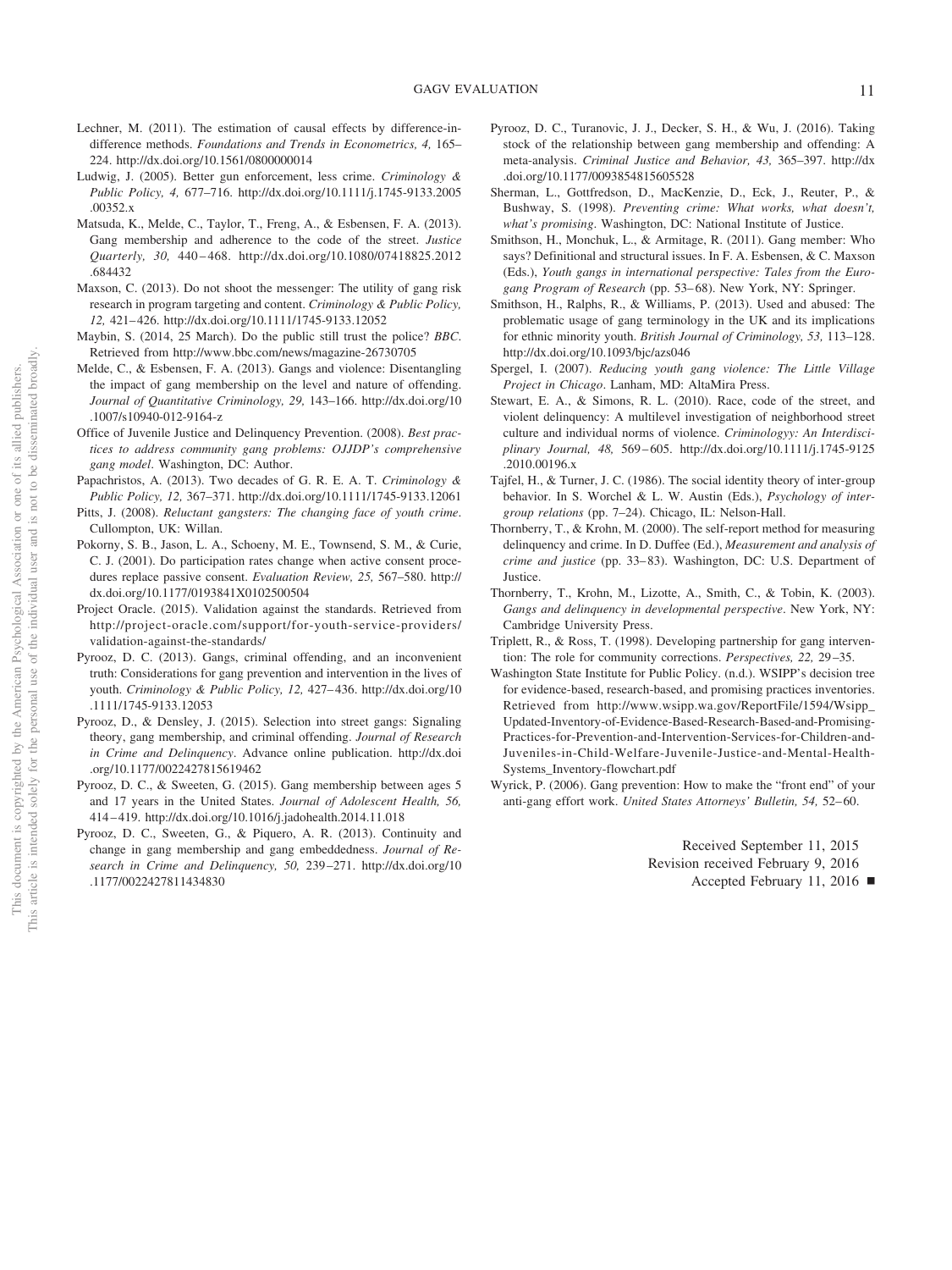Lechner, M. (2011). The estimation of causal effects by difference-in-difference methods. *Foundations and Trends in Econometrics, 4,* 165–224. http://dx.doi.org/10.1561/0800000014

Ludwig, J. (2005). Better gun enforcement, less crime. *Criminology & Public Policy, 4,* 677–716. http://dx.doi.org/10.1111/j.1745-9133.2005.00352.x

Matsuda, K., Melde, C., Taylor, T., Freng, A., & Esbensen, F. A. (2013). Gang membership and adherence to the code of the street. *Justice Quarterly, 30,* 440–468. http://dx.doi.org/10.1080/07418825.2012.684432

Maxson, C. (2013). Do not shoot the messenger: The utility of gang risk research in program targeting and content. *Criminology & Public Policy, 12,* 421–426. http://dx.doi.org/10.1111/1745-9133.12052

Maybin, S. (2014, 25 March). Do the public still trust the police? *BBC*. Retrieved from http://www.bbc.com/news/magazine-26730705

Melde, C., & Esbensen, F. A. (2013). Gangs and violence: Disentangling the impact of gang membership on the level and nature of offending. *Journal of Quantitative Criminology, 29,* 143–166. http://dx.doi.org/10.1007/s10940-012-9164-z

Office of Juvenile Justice and Delinquency Prevention. (2008). *Best practices to address community gang problems: OJJDP's comprehensive gang model*. Washington, DC: Author.

Papachristos, A. (2013). Two decades of G. R. E. A. T. *Criminology & Public Policy, 12,* 367–371. http://dx.doi.org/10.1111/1745-9133.12061

Pitts, J. (2008). *Reluctant gangsters: The changing face of youth crime*. Cullompton, UK: Willan.

Pokorny, S. B., Jason, L. A., Schoeny, M. E., Townsend, S. M., & Curie, C. J. (2001). Do participation rates change when active consent procedures replace passive consent. *Evaluation Review, 25,* 567–580. http://dx.doi.org/10.1177/0193841X0102500504

Project Oracle. (2015). Validation against the standards. Retrieved from http://project-oracle.com/support/for-youth-service-providers/validation-against-the-standards/

Pyrooz, D. C. (2013). Gangs, criminal offending, and an inconvenient truth: Considerations for gang prevention and intervention in the lives of youth. *Criminology & Public Policy, 12,* 427–436. http://dx.doi.org/10.1111/1745-9133.12053

Pyrooz, D., & Densley, J. (2015). Selection into street gangs: Signaling theory, gang membership, and criminal offending. *Journal of Research in Crime and Delinquency*. Advance online publication. http://dx.doi.org/10.1177/0022427815619462

Pyrooz, D. C., & Sweeten, G. (2015). Gang membership between ages 5 and 17 years in the United States. *Journal of Adolescent Health, 56,* 414–419. http://dx.doi.org/10.1016/j.jadohealth.2014.11.018

Pyrooz, D. C., Sweeten, G., & Piquero, A. R. (2013). Continuity and change in gang membership and gang embeddedness. *Journal of Research in Crime and Delinquency, 50,* 239–271. http://dx.doi.org/10.1177/0022427811434830

Pyrooz, D. C., Turanovic, J. J., Decker, S. H., & Wu, J. (2016). Taking stock of the relationship between gang membership and offending: A meta-analysis. *Criminal Justice and Behavior, 43,* 365–397. http://dx.doi.org/10.1177/0093854815605528

Sherman, L., Gottfredson, D., MacKenzie, D., Eck, J., Reuter, P., & Bushway, S. (1998). *Preventing crime: What works, what doesn't, what's promising*. Washington, DC: National Institute of Justice.

Smithson, H., Monchuk, L., & Armitage, R. (2011). Gang member: Who says? Definitional and structural issues. In F. A. Esbensen, & C. Maxson (Eds.), *Youth gangs in international perspective: Tales from the Eurogang Program of Research* (pp. 53–68). New York, NY: Springer.

Smithson, H., Ralphs, R., & Williams, P. (2013). Used and abused: The problematic usage of gang terminology in the UK and its implications for ethnic minority youth. *British Journal of Criminology, 53,* 113–128. http://dx.doi.org/10.1093/bjc/azs046

Spergel, I. (2007). *Reducing youth gang violence: The Little Village Project in Chicago*. Lanham, MD: AltaMira Press.

Stewart, E. A., & Simons, R. L. (2010). Race, code of the street, and violent delinquency: A multilevel investigation of neighborhood street culture and individual norms of violence. *Criminologyy: An Interdisciplinary Journal, 48,* 569–605. http://dx.doi.org/10.1111/j.1745-9125.2010.00196.x

Tajfel, H., & Turner, J. C. (1986). The social identity theory of inter-group behavior. In S. Worchel & L. W. Austin (Eds.), *Psychology of intergroup relations* (pp. 7–24). Chicago, IL: Nelson-Hall.

Thornberry, T., & Krohn, M. (2000). The self-report method for measuring delinquency and crime. In D. Duffee (Ed.), *Measurement and analysis of crime and justice* (pp. 33–83). Washington, DC: U.S. Department of Justice.

Thornberry, T., Krohn, M., Lizotte, A., Smith, C., & Tobin, K. (2003). *Gangs and delinquency in developmental perspective*. New York, NY: Cambridge University Press.

Triplett, R., & Ross, T. (1998). Developing partnership for gang intervention: The role for community corrections. *Perspectives, 22,* 29–35.

Washington State Institute for Public Policy. (n.d.). WSIPP's decision tree for evidence-based, research-based, and promising practices inventories. Retrieved from http://www.wsipp.wa.gov/ReportFile/1594/Wsipp_Updated-Inventory-of-Evidence-Based-Research-Based-and-Promising-Practices-for-Prevention-and-Intervention-Services-for-Children-and-Juveniles-in-Child-Welfare-Juvenile-Justice-and-Mental-Health-Systems_Inventory-flowchart.pdf

Wyrick, P. (2006). Gang prevention: How to make the "front end" of your anti-gang effort work. *United States Attorneys' Bulletin, 54,* 52–60.

Received September 11, 2015
Revision received February 9, 2016
Accepted February 11, 2016 ■